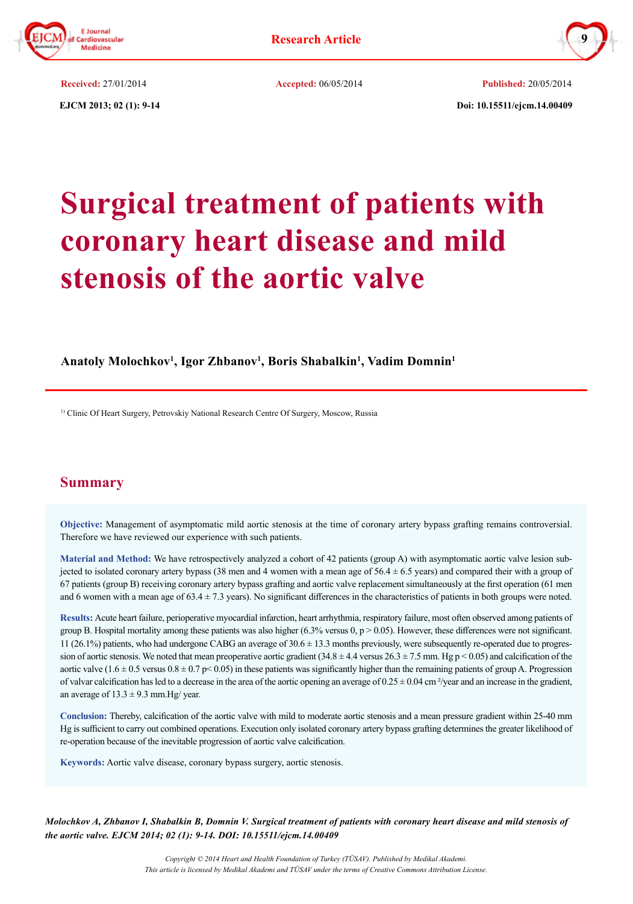**Received:** 27/01/2014 **Accepted:** 06/05/2014 **Published:** 20/05/2014

**Doi: 10.15511/ejcm.14.00409**

# Surgical treatment of patients with coronary heart disease and mild stenosis of the aortic valve

**Anatoly Molochkov[1], Igor Zhbanov[1], Boris Shabalkin[1], Vadim Domnin[1]**

[1] Clinic Of Heart Surgery, Petrovskiy National Research Centre Of Surgery, Moscow, Russia

## Summary

**Objective:** Management of asymptomatic mild aortic stenosis at the time of coronary artery bypass grafting remains controversial. Therefore we have reviewed our experience with such patients.

**Material and Method:** We have retrospectively analyzed a cohort of 42 patients (group A) with asymptomatic aortic valve lesion subjected to isolated coronary artery bypass (38 men and 4 women with a mean age of 56.4 ± 6.5 years) and compared their with a group of 67 patients (group B) receiving coronary artery bypass grafting and aortic valve replacement simultaneously at the first operation (61 men and 6 women with a mean age of 63.4 ± 7.3 years). No significant differences in the characteristics of patients in both groups were noted.

**Results:** Acute heart failure, perioperative myocardial infarction, heart arrhythmia, respiratory failure, most often observed among patients of group B. Hospital mortality among these patients was also higher (6.3% versus 0, $p > 0.05$). However, these differences were not significant. 11 (26.1%) patients, who had undergone CABG an average of 30.6 ± 13.3 months previously, were subsequently re-operated due to progression of aortic stenosis. We noted that mean preoperative aortic gradient (34.8 ± 4.4 versus 26.3 ± 7.5 mm. Hg $p < 0.05$) and calcification of the aortic valve (1.6 ± 0.5 versus 0.8 ± 0.7 $p < 0.05$) in these patients was significantly higher than the remaining patients of group A. Progression of valvar calcification has led to a decrease in the area of the aortic opening an average of 0.25 ± 0.04 $cm^2$/year and an increase in the gradient, an average of 13.3 ± 9.3 mm.Hg/ year.

**Conclusion:** Thereby, calcification of the aortic valve with mild to moderate aortic stenosis and a mean pressure gradient within 25-40 mm Hg is sufficient to carry out combined operations. Execution only isolated coronary artery bypass grafting determines the greater likelihood of re-operation because of the inevitable progression of aortic valve calcification.

**Keywords:** Aortic valve disease, coronary bypass surgery, aortic stenosis.

*Molochkov A, Zhbanov I, Shabalkin B, Domnin V. Surgical treatment of patients with coronary heart disease and mild stenosis of the aortic valve. EJCM 2014; 02 (1): 9-14. DOI: 10.15511/ejcm.14.00409*

*Copyright © 2014 Heart and Health Foundation of Turkey (TÜSAV). Published by Medikal Akademi.*
*This article is licensed by Medikal Akademi and TÜSAV under the terms of Creative Commons Attribution License.*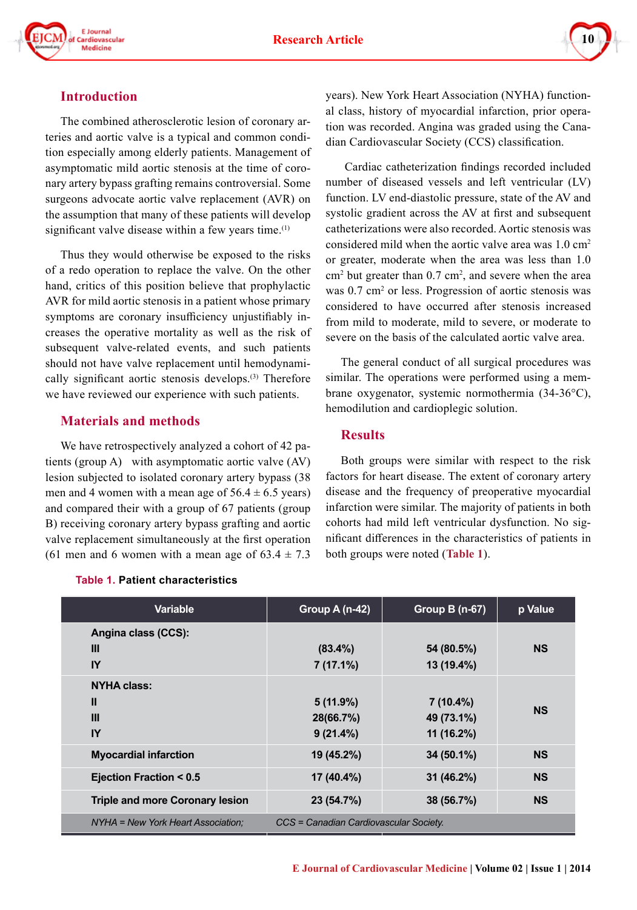## Introduction

The combined atherosclerotic lesion of coronary arteries and aortic valve is a typical and common condition especially among elderly patients. Management of asymptomatic mild aortic stenosis at the time of coronary artery bypass grafting remains controversial. Some surgeons advocate aortic valve replacement (AVR) on the assumption that many of these patients will develop significant valve disease within a few years time.[1]

Thus they would otherwise be exposed to the risks of a redo operation to replace the valve. On the other hand, critics of this position believe that prophylactic AVR for mild aortic stenosis in a patient whose primary symptoms are coronary insufficiency unjustifiably increases the operative mortality as well as the risk of subsequent valve-related events, and such patients should not have valve replacement until hemodynamically significant aortic stenosis develops.[3] Therefore we have reviewed our experience with such patients.

## Materials and methods

We have retrospectively analyzed a cohort of 42 patients (group A) with asymptomatic aortic valve (AV) lesion subjected to isolated coronary artery bypass (38 men and 4 women with a mean age of 56.4 ± 6.5 years) and compared their with a group of 67 patients (group B) receiving coronary artery bypass grafting and aortic valve replacement simultaneously at the first operation (61 men and 6 women with a mean age of 63.4 ± 7.3 years). New York Heart Association (NYHA) functional class, history of myocardial infarction, prior operation was recorded. Angina was graded using the Canadian Cardiovascular Society (CCS) classification.

Cardiac catheterization findings recorded included number of diseased vessels and left ventricular (LV) function. LV end-diastolic pressure, state of the AV and systolic gradient across the AV at first and subsequent catheterizations were also recorded. Aortic stenosis was considered mild when the aortic valve area was 1.0 $cm^2$ or greater, moderate when the area was less than 1.0 $cm^2$ but greater than 0.7 $cm^2$, and severe when the area was 0.7 $cm^2$ or less. Progression of aortic stenosis was considered to have occurred after stenosis increased from mild to moderate, mild to severe, or moderate to severe on the basis of the calculated aortic valve area.

The general conduct of all surgical procedures was similar. The operations were performed using a membrane oxygenator, systemic normothermia (34-36°C), hemodilution and cardioplegic solution.

## Results

Both groups were similar with respect to the risk factors for heart disease. The extent of coronary artery disease and the frequency of preoperative myocardial infarction were similar. The majority of patients in both cohorts had mild left ventricular dysfunction. No significant differences in the characteristics of patients in both groups were noted (Table 1).

**Table 1. Patient characteristics**

| Variable | Group A (n-42) | Group B (n-67) | p Value |
|---|---|---|---|
| **Angina class (CCS):** | | | |
| III | (83.4%) | 54 (80.5%) | NS |
| IY | 7 (17.1%) | 13 (19.4%) | |
| **NYHA class:** | | | |
| II | 5 (11.9%) | 7 (10.4%) | NS |
| III | 28(66.7%) | 49 (73.1%) | |
| IY | 9 (21.4%) | 11 (16.2%) | |
| Myocardial infarction | 19 (45.2%) | 34 (50.1%) | NS |
| Ejection Fraction < 0.5 | 17 (40.4%) | 31 (46.2%) | NS |
| Triple and more Coronary lesion | 23 (54.7%) | 38 (56.7%) | NS |

*NYHA = New York Heart Association; CCS = Canadian Cardiovascular Society.*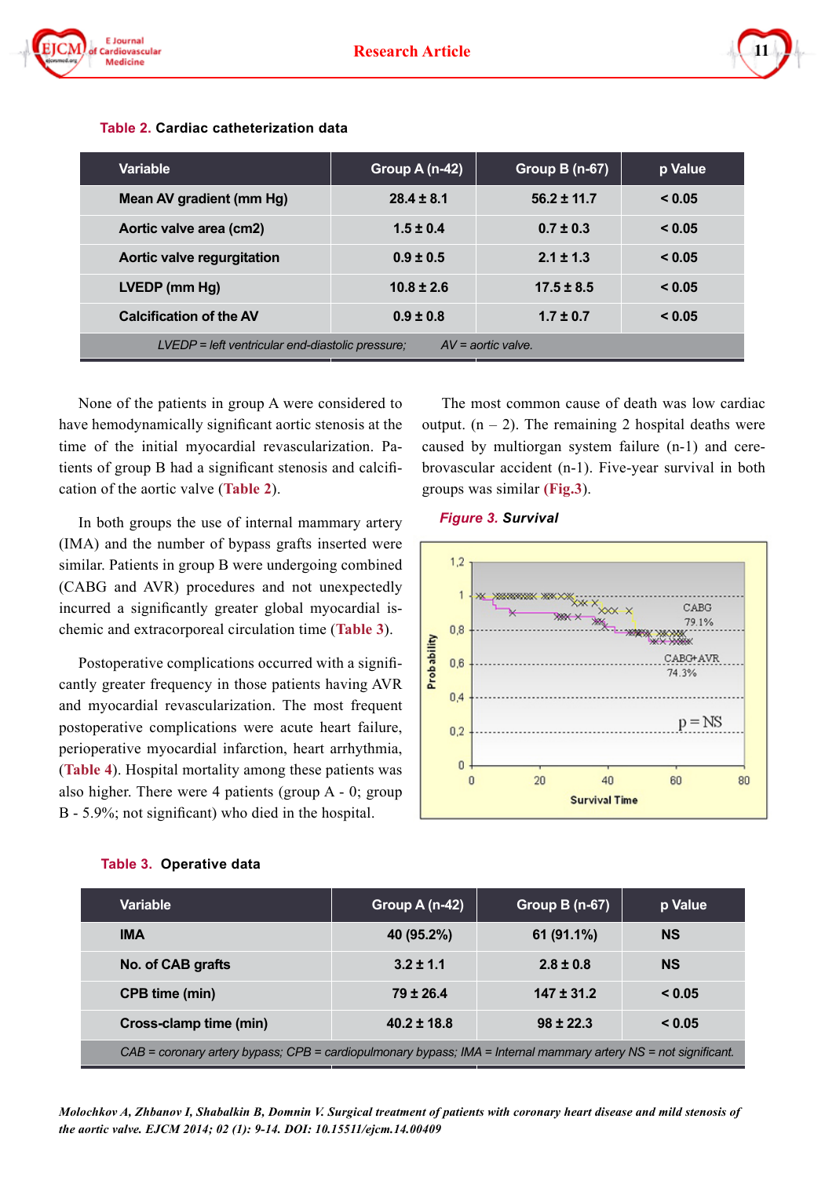**Table 2.** Cardiac catheterization data

| Variable | Group A (n-42) | Group B (n-67) | p Value |
|---|---|---|---|
| Mean AV gradient (mm Hg) | 28.4 ± 8.1 | 56.2 ± 11.7 | < 0.05 |
| Aortic valve area (cm2) | 1.5 ± 0.4 | 0.7 ± 0.3 | < 0.05 |
| Aortic valve regurgitation | 0.9 ± 0.5 | 2.1 ± 1.3 | < 0.05 |
| LVEDP (mm Hg) | 10.8 ± 2.6 | 17.5 ± 8.5 | < 0.05 |
| Calcification of the AV | 0.9 ± 0.8 | 1.7 ± 0.7 | < 0.05 |

*LVEDP = left ventricular end-diastolic pressure; AV = aortic valve.*

None of the patients in group A were considered to have hemodynamically significant aortic stenosis at the time of the initial myocardial revascularization. Patients of group B had a significant stenosis and calcification of the aortic valve (Table 2).

In both groups the use of internal mammary artery (IMA) and the number of bypass grafts inserted were similar. Patients in group B were undergoing combined (CABG and AVR) procedures and not unexpectedly incurred a significantly greater global myocardial ischemic and extracorporeal circulation time (Table 3).

Postoperative complications occurred with a significantly greater frequency in those patients having AVR and myocardial revascularization. The most frequent postoperative complications were acute heart failure, perioperative myocardial infarction, heart arrhythmia, (Table 4). Hospital mortality among these patients was also higher. There were 4 patients (group A - 0; group B - 5.9%; not significant) who died in the hospital.

The most common cause of death was low cardiac output. (n – 2). The remaining 2 hospital deaths were caused by multiorgan system failure (n-1) and cerebrovascular accident (n-1). Five-year survival in both groups was similar **(Fig.3)**.

***Figure 3.* Survival**

**Table 3.** Operative data

| Variable | Group A (n-42) | Group B (n-67) | p Value |
|---|---|---|---|
| IMA | 40 (95.2%) | 61 (91.1%) | NS |
| No. of CAB grafts | 3.2 ± 1.1 | 2.8 ± 0.8 | NS |
| CPB time (min) | 79 ± 26.4 | 147 ± 31.2 | < 0.05 |
| Cross-clamp time (min) | 40.2 ± 18.8 | 98 ± 22.3 | < 0.05 |

*CAB = coronary artery bypass; CPB = cardiopulmonary bypass; IMA = Internal mammary artery NS = not significant.*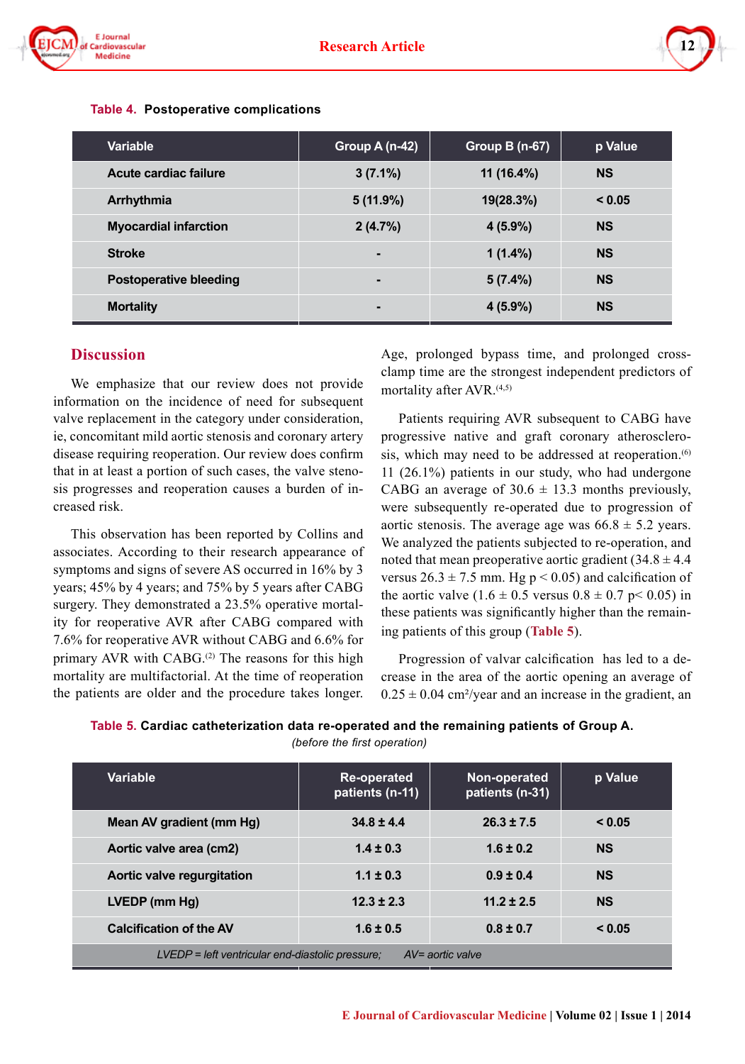**Table 4. Postoperative complications**

| Variable | Group A (n-42) | Group B (n-67) | p Value |
|---|---|---|---|
| Acute cardiac failure | 3 (7.1%) | 11 (16.4%) | NS |
| Arrhythmia | 5 (11.9%) | 19(28.3%) | < 0.05 |
| Myocardial infarction | 2 (4.7%) | 4 (5.9%) | NS |
| Stroke | - | 1 (1.4%) | NS |
| Postoperative bleeding | - | 5 (7.4%) | NS |
| Mortality | - | 4 (5.9%) | NS |

## Discussion

We emphasize that our review does not provide information on the incidence of need for subsequent valve replacement in the category under consideration, ie, concomitant mild aortic stenosis and coronary artery disease requiring reoperation. Our review does confirm that in at least a portion of such cases, the valve stenosis progresses and reoperation causes a burden of increased risk.

This observation has been reported by Collins and associates. According to their research appearance of symptoms and signs of severe AS occurred in 16% by 3 years; 45% by 4 years; and 75% by 5 years after CABG surgery. They demonstrated a 23.5% operative mortality for reoperative AVR after CABG compared with 7.6% for reoperative AVR without CABG and 6.6% for primary AVR with CABG.[2] The reasons for this high mortality are multifactorial. At the time of reoperation the patients are older and the procedure takes longer. Age, prolonged bypass time, and prolonged cross-clamp time are the strongest independent predictors of mortality after AVR.[4,5]

Patients requiring AVR subsequent to CABG have progressive native and graft coronary atherosclerosis, which may need to be addressed at reoperation.[6] 11 (26.1%) patients in our study, who had undergone CABG an average of 30.6 ± 13.3 months previously, were subsequently re-operated due to progression of aortic stenosis. The average age was 66.8 ± 5.2 years. We analyzed the patients subjected to re-operation, and noted that mean preoperative aortic gradient (34.8 ± 4.4 versus 26.3 ± 7.5 mm. Hg $p < 0.05$) and calcification of the aortic valve (1.6 ± 0.5 versus 0.8 ± 0.7 $p < 0.05$) in these patients was significantly higher than the remaining patients of this group (Table 5).

Progression of valvar calcification has led to a decrease in the area of the aortic opening an average of 0.25 ± 0.04 $cm^2$/year and an increase in the gradient, an

**Table 5. Cardiac catheterization data re-operated and the remaining patients of Group A.**
*(before the first operation)*

| Variable | Re-operated patients (n-11) | Non-operated patients (n-31) | p Value |
|---|---|---|---|
| Mean AV gradient (mm Hg) | 34.8 ± 4.4 | 26.3 ± 7.5 | < 0.05 |
| Aortic valve area (cm2) | 1.4 ± 0.3 | 1.6 ± 0.2 | NS |
| Aortic valve regurgitation | 1.1 ± 0.3 | 0.9 ± 0.4 | NS |
| LVEDP (mm Hg) | 12.3 ± 2.3 | 11.2 ± 2.5 | NS |
| Calcification of the AV | 1.6 ± 0.5 | 0.8 ± 0.7 | < 0.05 |

*LVEDP = left ventricular end-diastolic pressure; AV= aortic valve*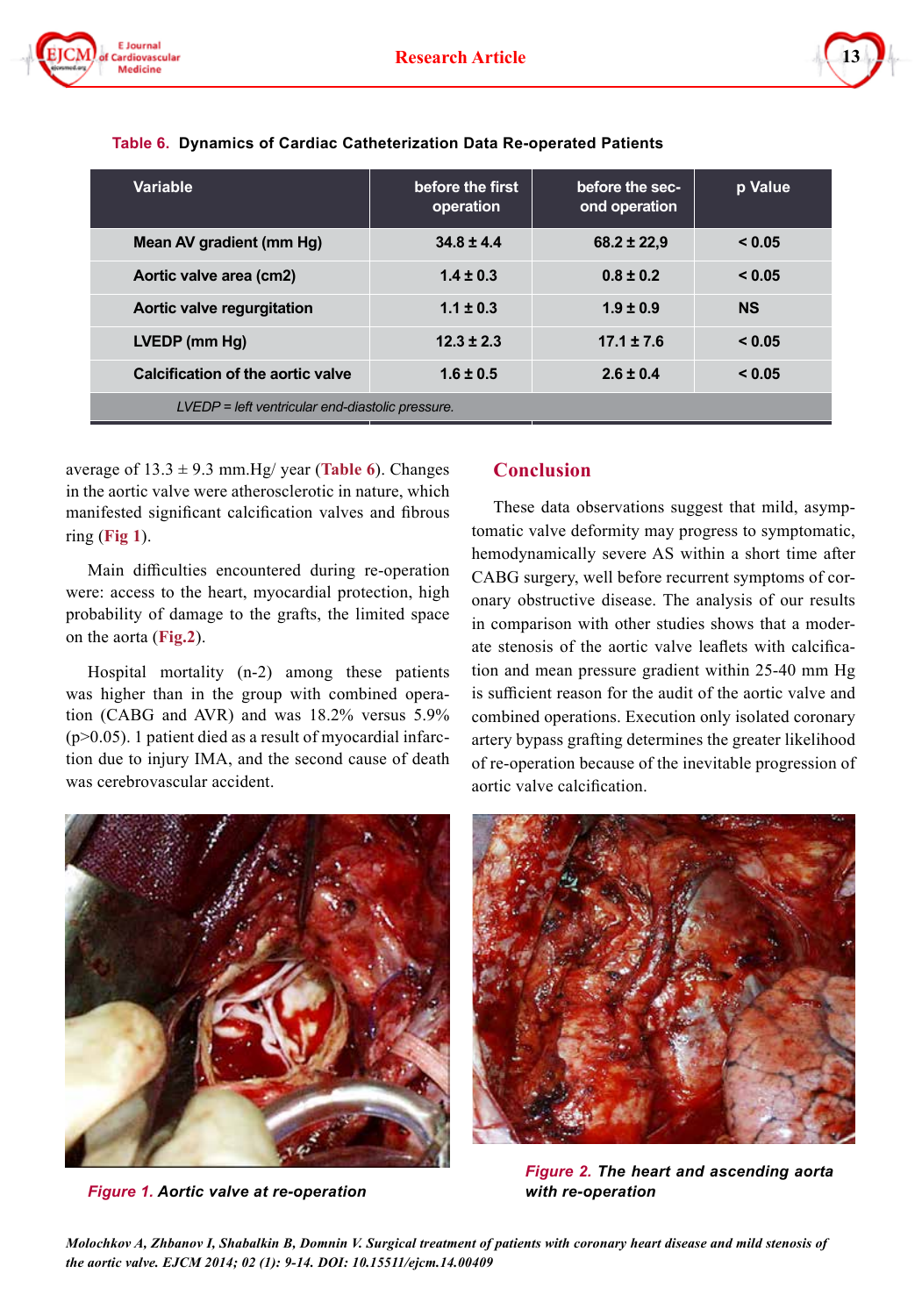**Table 6. Dynamics of Cardiac Catheterization Data Re-operated Patients**

| Variable | before the first operation | before the second operation | p Value |
|---|---|---|---|
| Mean AV gradient (mm Hg) | 34.8 ± 4.4 | 68.2 ± 22,9 | < 0.05 |
| Aortic valve area (cm2) | 1.4 ± 0.3 | 0.8 ± 0.2 | < 0.05 |
| Aortic valve regurgitation | 1.1 ± 0.3 | 1.9 ± 0.9 | NS |
| LVEDP (mm Hg) | 12.3 ± 2.3 | 17.1 ± 7.6 | < 0.05 |
| Calcification of the aortic valve | 1.6 ± 0.5 | 2.6 ± 0.4 | < 0.05 |

*LVEDP = left ventricular end-diastolic pressure.*

average of 13.3 ± 9.3 mm.Hg/ year (Table 6). Changes in the aortic valve were atherosclerotic in nature, which manifested significant calcification valves and fibrous ring (Fig 1).

Main difficulties encountered during re-operation were: access to the heart, myocardial protection, high probability of damage to the grafts, the limited space on the aorta (Fig.2).

Hospital mortality (n-2) among these patients was higher than in the group with combined operation (CABG and AVR) and was 18.2% versus 5.9% ($p>0.05$). 1 patient died as a result of myocardial infarction due to injury IMA, and the second cause of death was cerebrovascular accident.

## Conclusion

These data observations suggest that mild, asymptomatic valve deformity may progress to symptomatic, hemodynamically severe AS within a short time after CABG surgery, well before recurrent symptoms of coronary obstructive disease. The analysis of our results in comparison with other studies shows that a moderate stenosis of the aortic valve leaflets with calcification and mean pressure gradient within 25-40 mm Hg is sufficient reason for the audit of the aortic valve and combined operations. Execution only isolated coronary artery bypass grafting determines the greater likelihood of re-operation because of the inevitable progression of aortic valve calcification.

*Figure 1. Aortic valve at re-operation*

*Figure 2. The heart and ascending aorta with re-operation*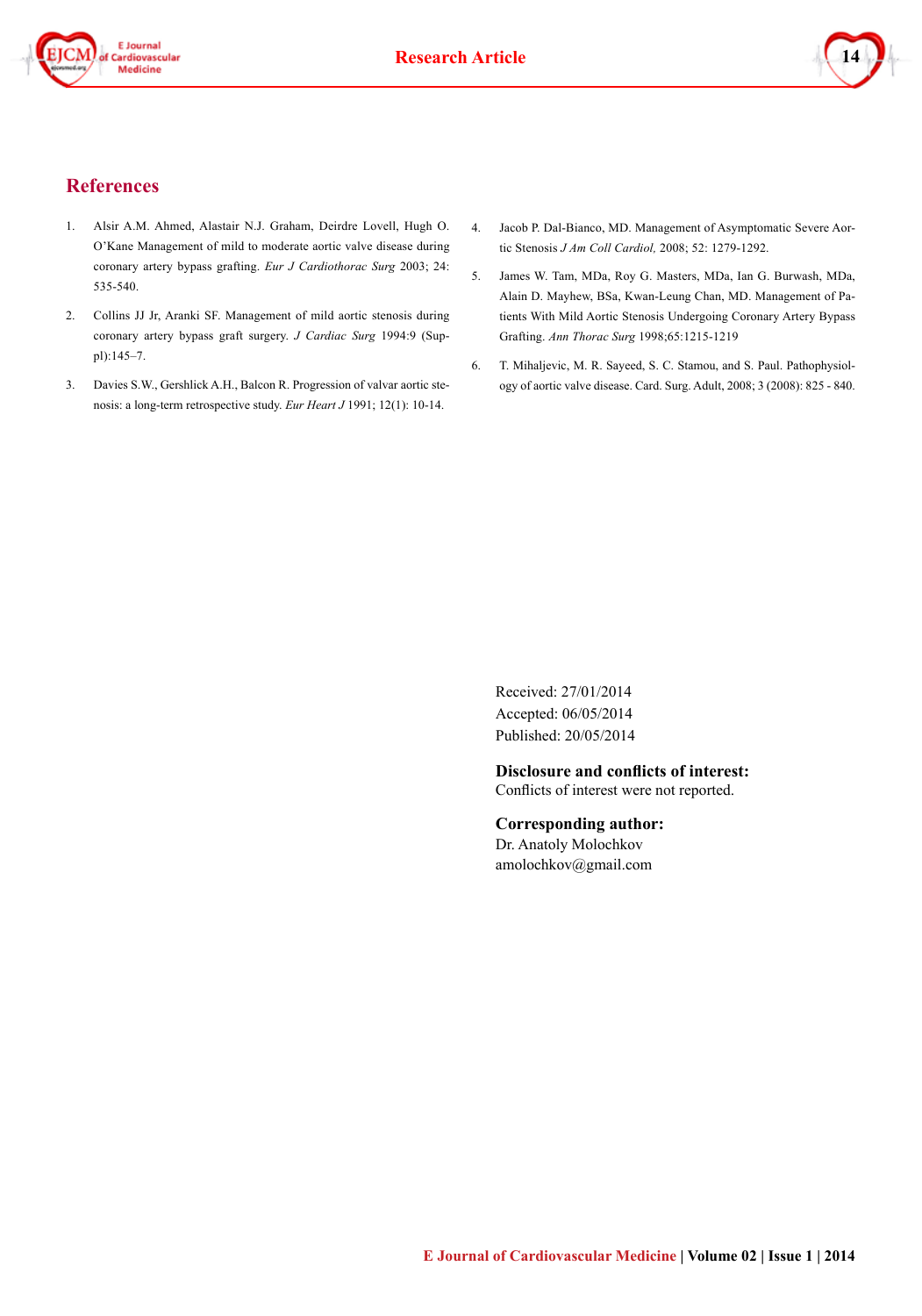## References

1. Alsir A.M. Ahmed, Alastair N.J. Graham, Deirdre Lovell, Hugh O. O'Kane Management of mild to moderate aortic valve disease during coronary artery bypass grafting. *Eur J Cardiothorac Surg* 2003; 24: 535-540.
2. Collins JJ Jr, Aranki SF. Management of mild aortic stenosis during coronary artery bypass graft surgery. *J Cardiac Surg* 1994:9 (Suppl):145–7.
3. Davies S.W., Gershlick A.H., Balcon R. Progression of valvar aortic stenosis: a long-term retrospective study. *Eur Heart J* 1991; 12(1): 10-14.
4. Jacob P. Dal-Bianco, MD. Management of Asymptomatic Severe Aortic Stenosis *J Am Coll Cardiol,* 2008; 52: 1279-1292.
5. James W. Tam, MDa, Roy G. Masters, MDa, Ian G. Burwash, MDa, Alain D. Mayhew, BSa, Kwan-Leung Chan, MD. Management of Patients With Mild Aortic Stenosis Undergoing Coronary Artery Bypass Grafting. *Ann Thorac Surg* 1998;65:1215-1219
6. T. Mihaljevic, M. R. Sayeed, S. C. Stamou, and S. Paul. Pathophysiology of aortic valve disease. Card. Surg. Adult, 2008; 3 (2008): 825 - 840.

Received: 27/01/2014
Accepted: 06/05/2014
Published: 20/05/2014

**Disclosure and conflicts of interest:**
Conflicts of interest were not reported.

**Corresponding author:**
Dr. Anatoly Molochkov
amolochkov@gmail.com